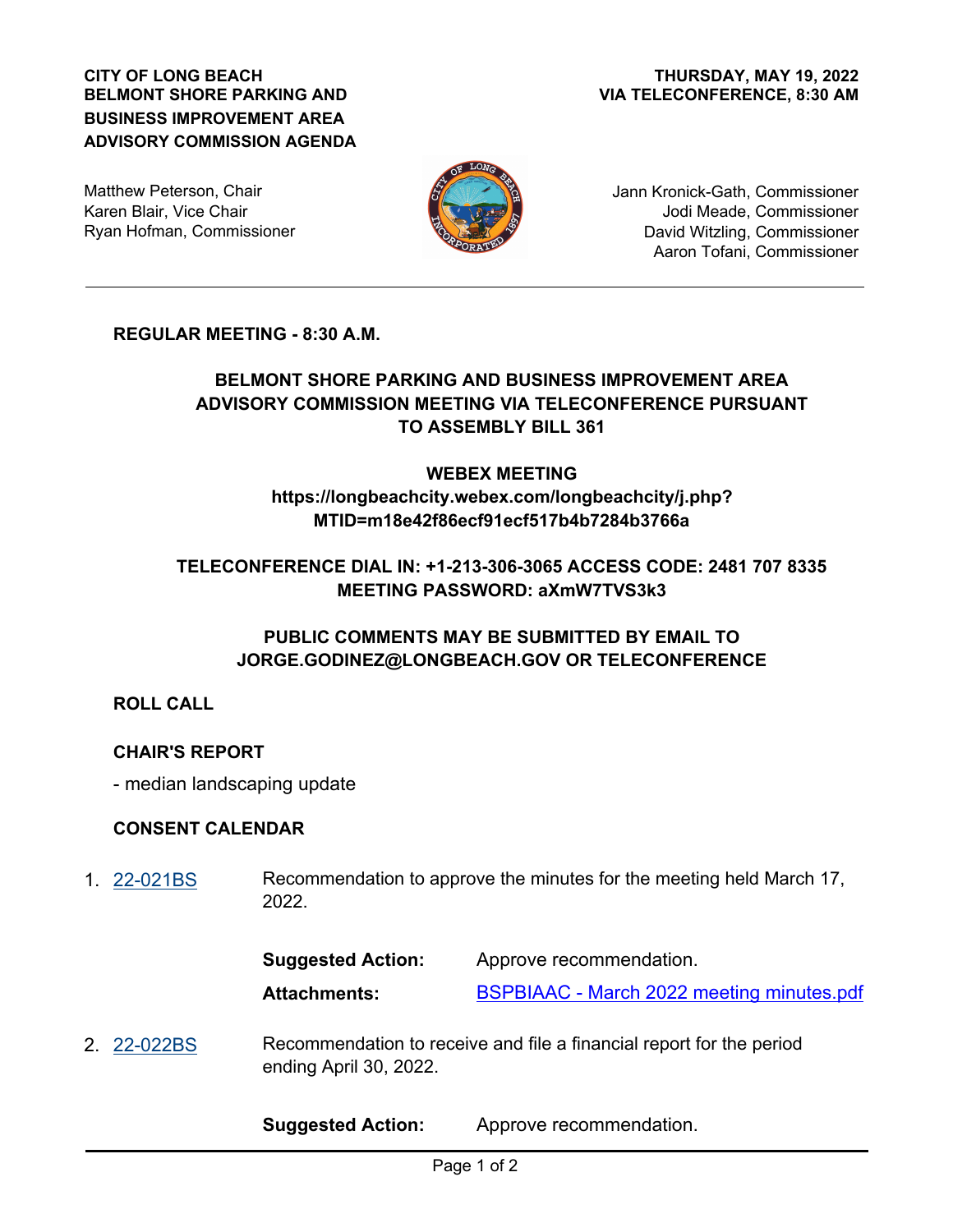**CITY OF LONG BEACH**
**BELMONT SHORE PARKING AND BUSINESS IMPROVEMENT AREA ADVISORY COMMISSION AGENDA**

**THURSDAY, MAY 19, 2022**
**VIA TELECONFERENCE, 8:30 AM**

Matthew Peterson, Chair
Karen Blair, Vice Chair
Ryan Hofman, Commissioner
Jann Kronick-Gath, Commissioner
Jodi Meade, Commissioner
David Witzling, Commissioner
Aaron Tofani, Commissioner

---

## REGULAR MEETING - 8:30 A.M.

**BELMONT SHORE PARKING AND BUSINESS IMPROVEMENT AREA ADVISORY COMMISSION MEETING VIA TELECONFERENCE PURSUANT TO ASSEMBLY BILL 361**

**WEBEX MEETING**
**https://longbeachcity.webex.com/longbeachcity/j.php?MTID=m18e42f86ecf91ecf517b4b7284b3766a**

**TELECONFERENCE DIAL IN: +1-213-306-3065 ACCESS CODE: 2481 707 8335**
**MEETING PASSWORD: aXmW7TVS3k3**

**PUBLIC COMMENTS MAY BE SUBMITTED BY EMAIL TO JORGE.GODINEZ@LONGBEACH.GOV OR TELECONFERENCE**

## ROLL CALL

## CHAIR'S REPORT

- median landscaping update

## CONSENT CALENDAR

1. 22-021BS — Recommendation to approve the minutes for the meeting held March 17, 2022.

   **Suggested Action:** Approve recommendation.

   **Attachments:** BSPBIAAC - March 2022 meeting minutes.pdf

2. 22-022BS — Recommendation to receive and file a financial report for the period ending April 30, 2022.

   **Suggested Action:** Approve recommendation.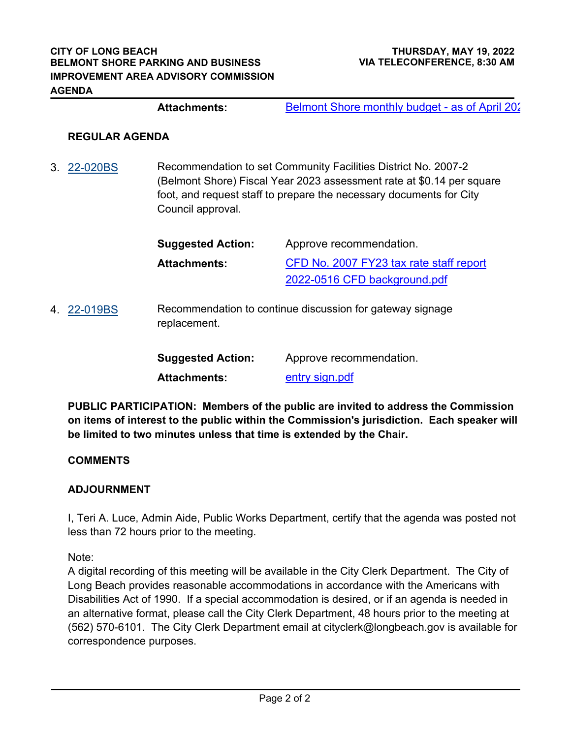**Attachments:** Belmont Shore monthly budget - as of April 202

**REGULAR AGENDA**

3. 22-020BS

Recommendation to set Community Facilities District No. 2007-2 (Belmont Shore) Fiscal Year 2023 assessment rate at $0.14 per square foot, and request staff to prepare the necessary documents for City Council approval.

**Suggested Action:** Approve recommendation.

**Attachments:** CFD No. 2007 FY23 tax rate staff report
2022-0516 CFD background.pdf

4. 22-019BS

Recommendation to continue discussion for gateway signage replacement.

**Suggested Action:** Approve recommendation.

**Attachments:** entry sign.pdf

**PUBLIC PARTICIPATION: Members of the public are invited to address the Commission on items of interest to the public within the Commission's jurisdiction. Each speaker will be limited to two minutes unless that time is extended by the Chair.**

**COMMENTS**

**ADJOURNMENT**

I, Teri A. Luce, Admin Aide, Public Works Department, certify that the agenda was posted not less than 72 hours prior to the meeting.

Note:
A digital recording of this meeting will be available in the City Clerk Department. The City of Long Beach provides reasonable accommodations in accordance with the Americans with Disabilities Act of 1990. If a special accommodation is desired, or if an agenda is needed in an alternative format, please call the City Clerk Department, 48 hours prior to the meeting at (562) 570-6101. The City Clerk Department email at cityclerk@longbeach.gov is available for correspondence purposes.